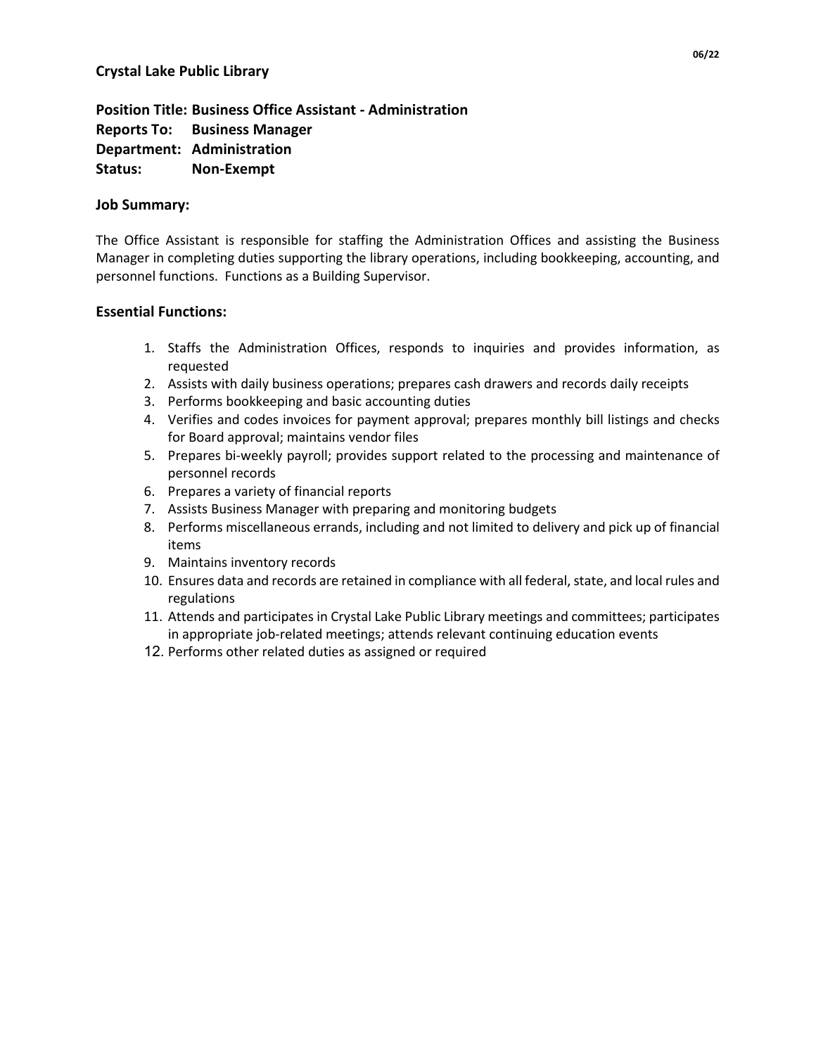06/22

**Crystal Lake Public Library**

**Position Title: Business Office Assistant - Administration**
**Reports To: Business Manager**
**Department: Administration**
**Status: Non-Exempt**

## Job Summary:

The Office Assistant is responsible for staffing the Administration Offices and assisting the Business Manager in completing duties supporting the library operations, including bookkeeping, accounting, and personnel functions. Functions as a Building Supervisor.

## Essential Functions:

1. Staffs the Administration Offices, responds to inquiries and provides information, as requested
2. Assists with daily business operations; prepares cash drawers and records daily receipts
3. Performs bookkeeping and basic accounting duties
4. Verifies and codes invoices for payment approval; prepares monthly bill listings and checks for Board approval; maintains vendor files
5. Prepares bi-weekly payroll; provides support related to the processing and maintenance of personnel records
6. Prepares a variety of financial reports
7. Assists Business Manager with preparing and monitoring budgets
8. Performs miscellaneous errands, including and not limited to delivery and pick up of financial items
9. Maintains inventory records
10. Ensures data and records are retained in compliance with all federal, state, and local rules and regulations
11. Attends and participates in Crystal Lake Public Library meetings and committees; participates in appropriate job-related meetings; attends relevant continuing education events
12. Performs other related duties as assigned or required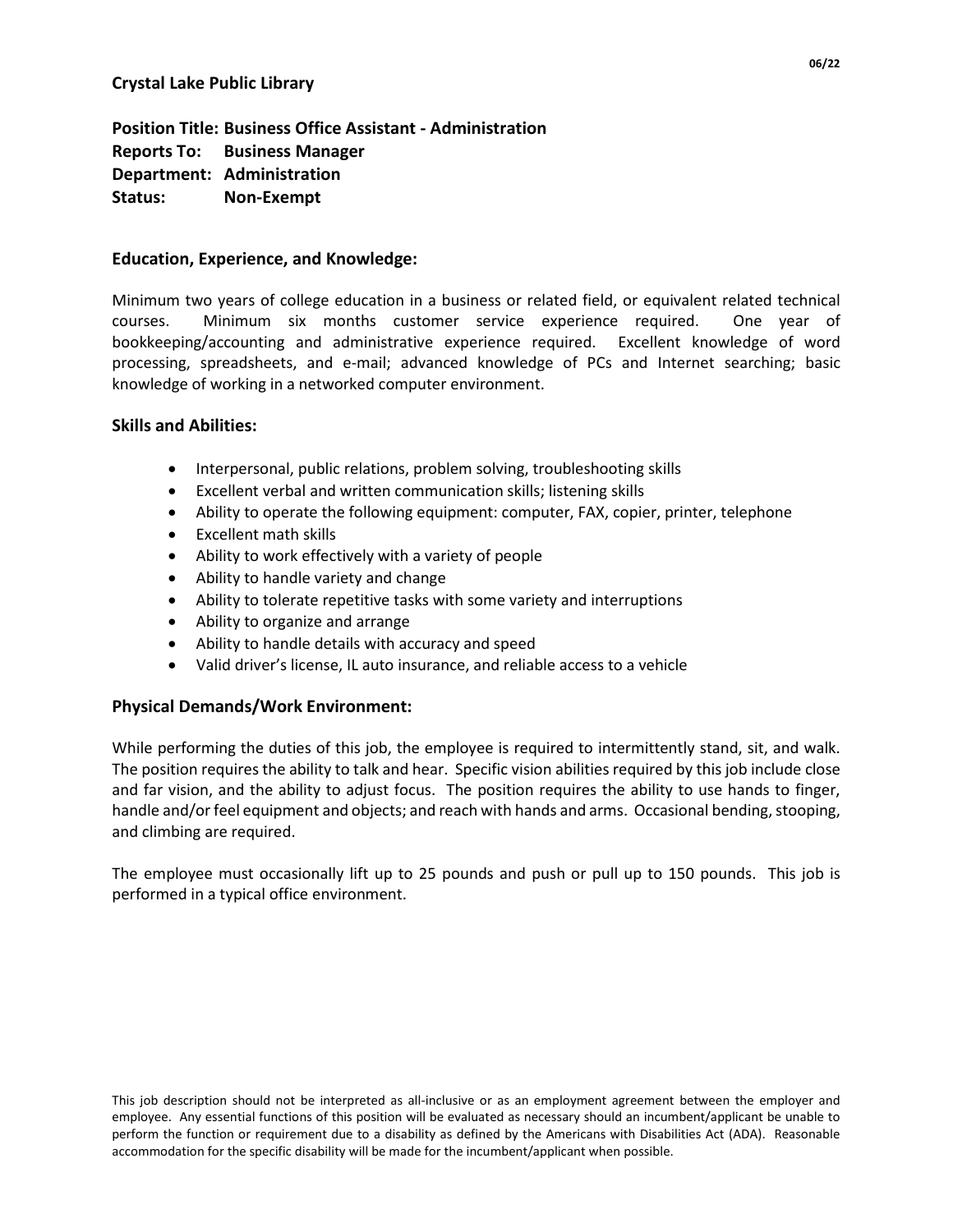06/22

**Crystal Lake Public Library**

**Position Title: Business Office Assistant - Administration**
**Reports To: Business Manager**
**Department: Administration**
**Status: Non-Exempt**

## Education, Experience, and Knowledge:

Minimum two years of college education in a business or related field, or equivalent related technical courses. Minimum six months customer service experience required. One year of bookkeeping/accounting and administrative experience required. Excellent knowledge of word processing, spreadsheets, and e-mail; advanced knowledge of PCs and Internet searching; basic knowledge of working in a networked computer environment.

## Skills and Abilities:

- Interpersonal, public relations, problem solving, troubleshooting skills
- Excellent verbal and written communication skills; listening skills
- Ability to operate the following equipment: computer, FAX, copier, printer, telephone
- Excellent math skills
- Ability to work effectively with a variety of people
- Ability to handle variety and change
- Ability to tolerate repetitive tasks with some variety and interruptions
- Ability to organize and arrange
- Ability to handle details with accuracy and speed
- Valid driver's license, IL auto insurance, and reliable access to a vehicle

## Physical Demands/Work Environment:

While performing the duties of this job, the employee is required to intermittently stand, sit, and walk. The position requires the ability to talk and hear. Specific vision abilities required by this job include close and far vision, and the ability to adjust focus. The position requires the ability to use hands to finger, handle and/or feel equipment and objects; and reach with hands and arms. Occasional bending, stooping, and climbing are required.

The employee must occasionally lift up to 25 pounds and push or pull up to 150 pounds. This job is performed in a typical office environment.

This job description should not be interpreted as all-inclusive or as an employment agreement between the employer and employee. Any essential functions of this position will be evaluated as necessary should an incumbent/applicant be unable to perform the function or requirement due to a disability as defined by the Americans with Disabilities Act (ADA). Reasonable accommodation for the specific disability will be made for the incumbent/applicant when possible.